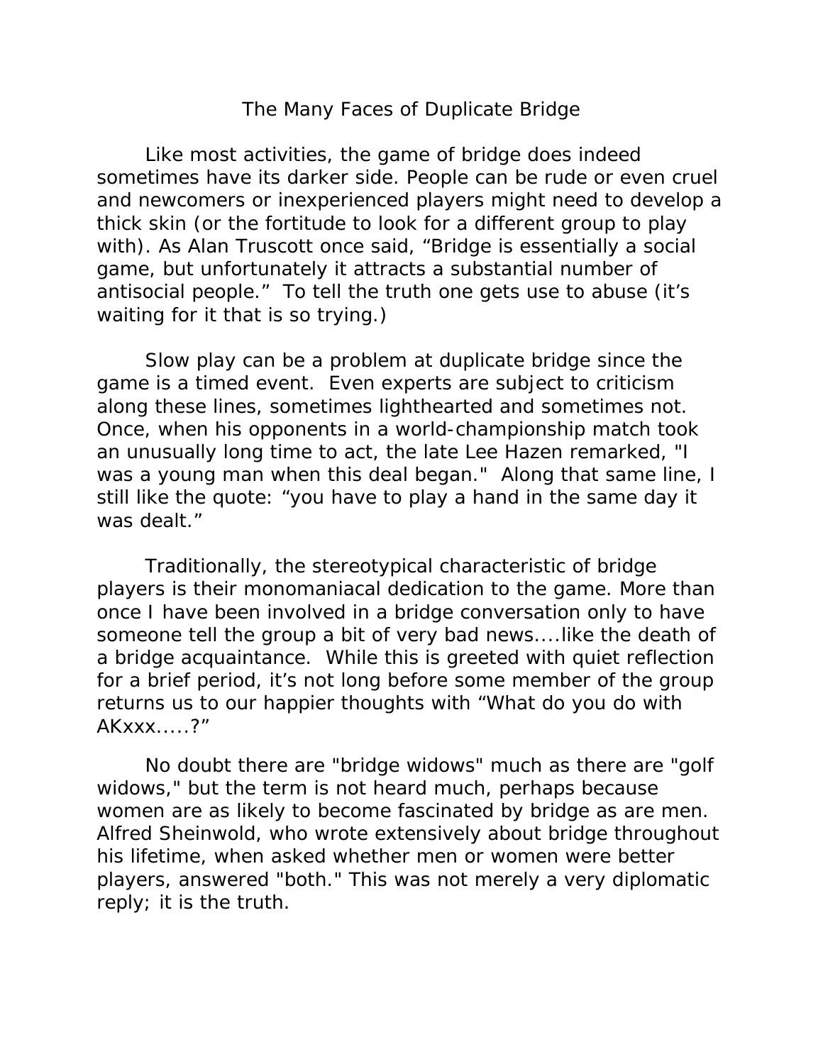# The Many Faces of Duplicate Bridge

Like most activities, the game of bridge does indeed sometimes have its darker side. People can be rude or even cruel and newcomers or inexperienced players might need to develop a thick skin (or the fortitude to look for a different group to play with). As Alan Truscott once said, “Bridge is essentially a social game, but unfortunately it attracts a substantial number of antisocial people.” To tell the truth one gets use to abuse (it’s waiting for it that is so trying.)

Slow play can be a problem at duplicate bridge since the game is a timed event. Even experts are subject to criticism along these lines, sometimes lighthearted and sometimes not. Once, when his opponents in a world-championship match took an unusually long time to act, the late Lee Hazen remarked, "I was a young man when this deal began." Along that same line, I still like the quote: “you have to play a hand in the same day it was dealt.”

Traditionally, the stereotypical characteristic of bridge players is their monomaniacal dedication to the game. More than once I have been involved in a bridge conversation only to have someone tell the group a bit of very bad news....like the death of a bridge acquaintance. While this is greeted with quiet reflection for a brief period, it’s not long before some member of the group returns us to our happier thoughts with “What do you do with AKxxx.....?”

No doubt there are "bridge widows" much as there are "golf widows," but the term is not heard much, perhaps because women are as likely to become fascinated by bridge as are men. Alfred Sheinwold, who wrote extensively about bridge throughout his lifetime, when asked whether men or women were better players, answered "both." This was not merely a very diplomatic reply; it is the truth.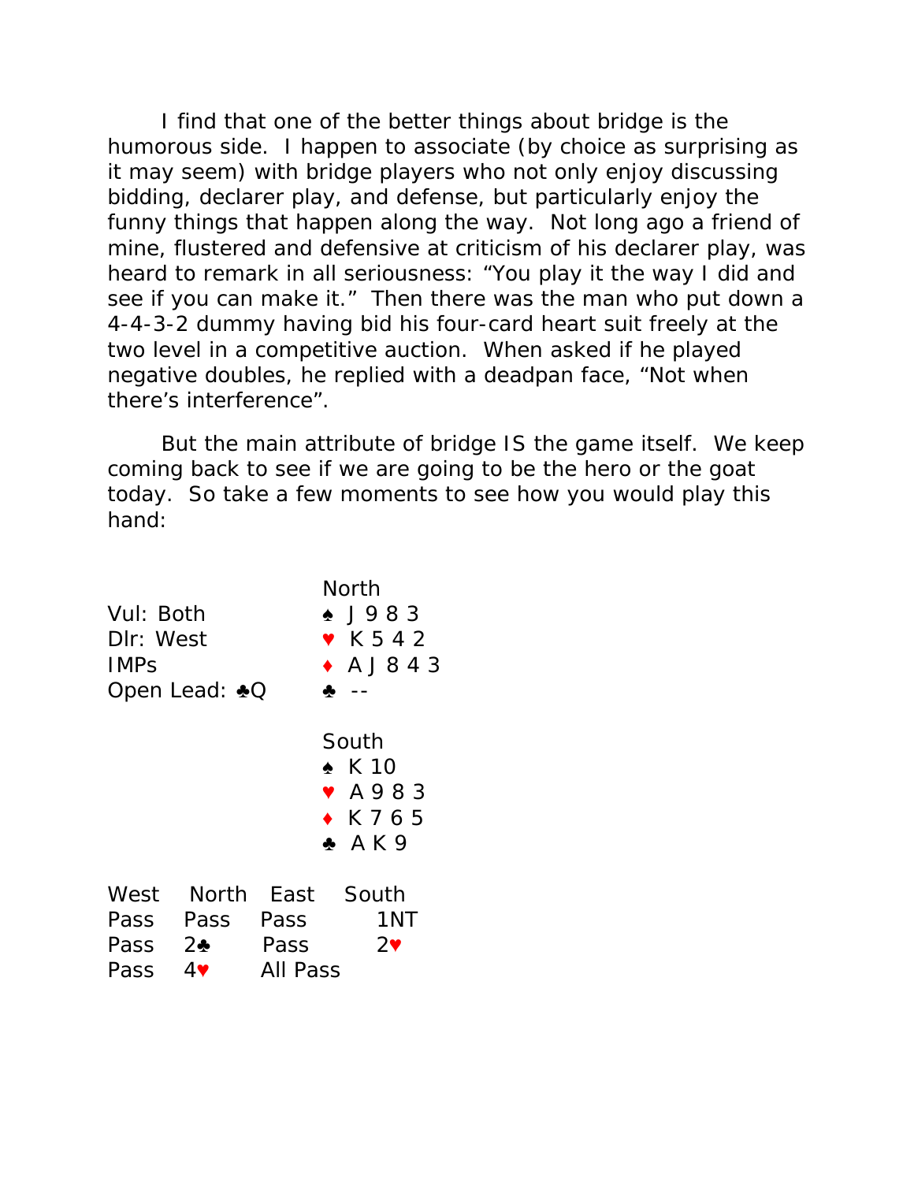I find that one of the better things about bridge is the humorous side. I happen to associate (by choice as surprising as it may seem) with bridge players who not only enjoy discussing bidding, declarer play, and defense, but particularly enjoy the funny things that happen along the way. Not long ago a friend of mine, flustered and defensive at criticism of his declarer play, was heard to remark in all seriousness: "You play it the way I did and see if you can make it." Then there was the man who put down a 4-4-3-2 dummy having bid his four-card heart suit freely at the two level in a competitive auction. When asked if he played negative doubles, he replied with a deadpan face, "Not when there's interference".

But the main attribute of bridge IS the game itself. We keep coming back to see if we are going to be the hero or the goat today. So take a few moments to see how you would play this hand:

```
                      North
Vul: Both             ♠ J 9 8 3
Dlr: West             ♥ K 5 4 2
IMPs                  ♦ A J 8 4 3
Open Lead: ♣Q         ♣ --

                      South
                      ♠ K 10
                      ♥ A 9 8 3
                      ♦ K 7 6 5
                      ♣ A K 9
```

| West | North | East | South |
|---|---|---|---|
| Pass | Pass | Pass | 1NT |
| Pass | 2♣ | Pass | 2♥ |
| Pass | 4♥ | All Pass | |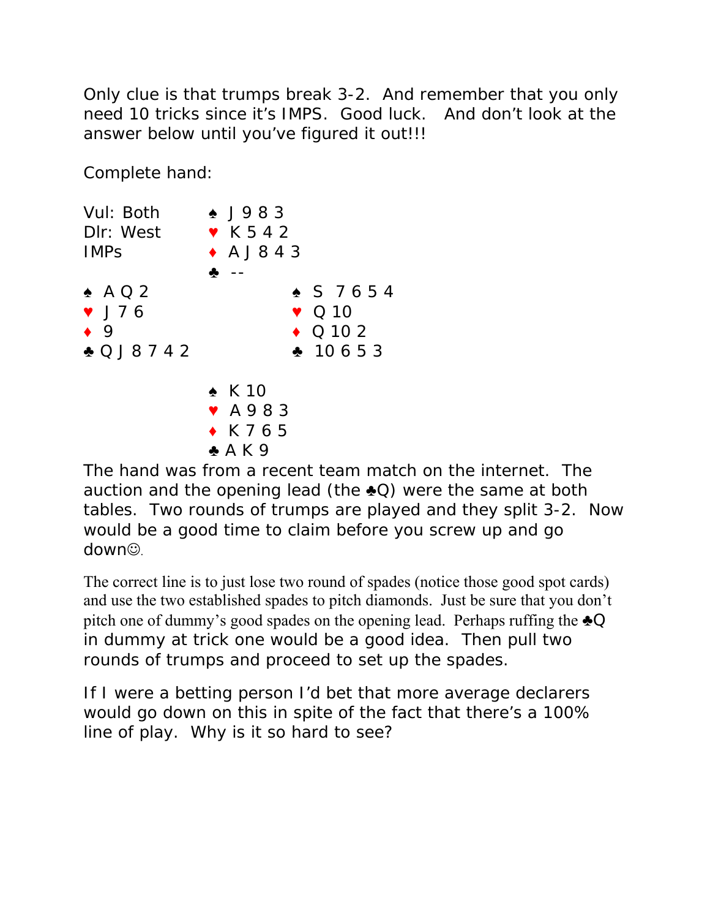Only clue is that trumps break 3-2. And remember that you only need 10 tricks since it's IMPS. Good luck. And don't look at the answer below until you've figured it out!!!

Complete hand:

```
Vul: Both       ♠ J 9 8 3
Dlr: West       ♥ K 5 4 2
IMPs            ♦ A J 8 4 3
                ♣ --
♠ A Q 2                     ♠ S 7 6 5 4
♥ J 7 6                     ♥ Q 10
♦ 9                         ♦ Q 10 2
♣ Q J 8 7 4 2               ♣ 10 6 5 3

                ♠ K 10
                ♥ A 9 8 3
                ♦ K 7 6 5
                ♣ A K 9
```

The hand was from a recent team match on the internet. The auction and the opening lead (the ♣Q) were the same at both tables. Two rounds of trumps are played and they split 3-2. Now would be a good time to claim before you screw up and go down☺.

The correct line is to just lose two round of spades (notice those good spot cards) and use the two established spades to pitch diamonds. Just be sure that you don't pitch one of dummy's good spades on the opening lead. Perhaps ruffing the ♣Q in dummy at trick one would be a good idea. Then pull two rounds of trumps and proceed to set up the spades.

If I were a betting person I'd bet that more average declarers would go down on this in spite of the fact that there's a 100% line of play. Why is it so hard to see?